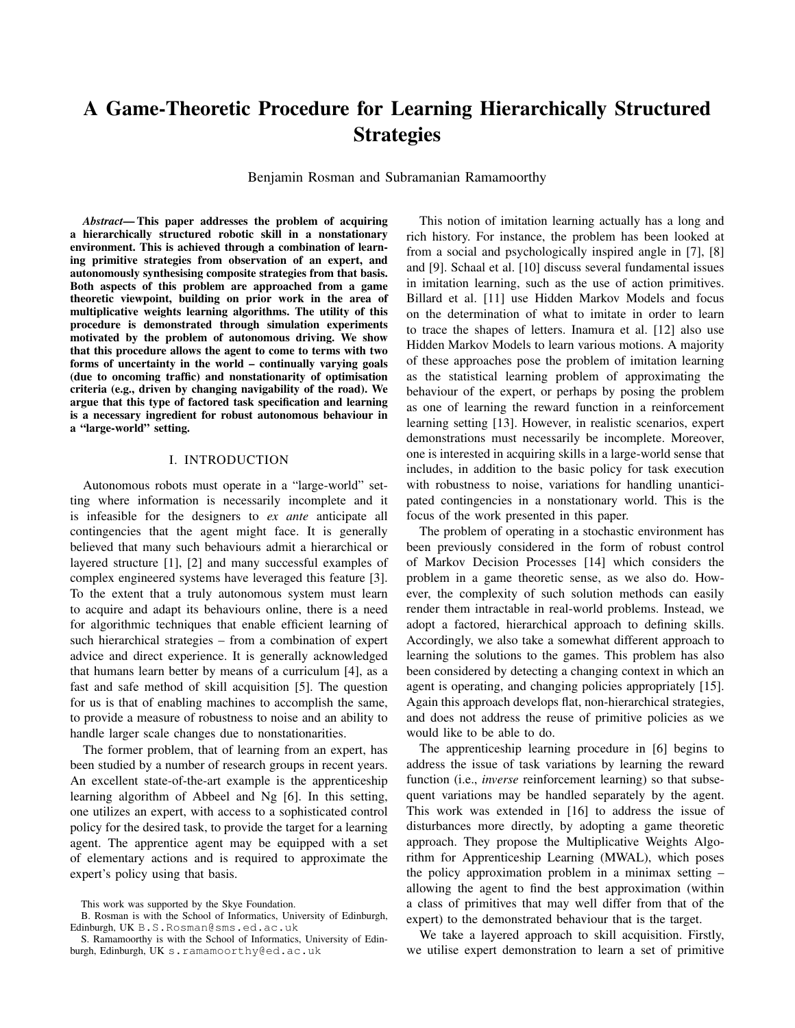# A Game-Theoretic Procedure for Learning Hierarchically Structured Strategies

Benjamin Rosman and Subramanian Ramamoorthy

***Abstract*— This paper addresses the problem of acquiring a hierarchically structured robotic skill in a nonstationary environment. This is achieved through a combination of learning primitive strategies from observation of an expert, and autonomously synthesising composite strategies from that basis. Both aspects of this problem are approached from a game theoretic viewpoint, building on prior work in the area of multiplicative weights learning algorithms. The utility of this procedure is demonstrated through simulation experiments motivated by the problem of autonomous driving. We show that this procedure allows the agent to come to terms with two forms of uncertainty in the world – continually varying goals (due to oncoming traffic) and nonstationarity of optimisation criteria (e.g., driven by changing navigability of the road). We argue that this type of factored task specification and learning is a necessary ingredient for robust autonomous behaviour in a "large-world" setting.**

## I. INTRODUCTION

Autonomous robots must operate in a "large-world" setting where information is necessarily incomplete and it is infeasible for the designers to *ex ante* anticipate all contingencies that the agent might face. It is generally believed that many such behaviours admit a hierarchical or layered structure [1], [2] and many successful examples of complex engineered systems have leveraged this feature [3]. To the extent that a truly autonomous system must learn to acquire and adapt its behaviours online, there is a need for algorithmic techniques that enable efficient learning of such hierarchical strategies – from a combination of expert advice and direct experience. It is generally acknowledged that humans learn better by means of a curriculum [4], as a fast and safe method of skill acquisition [5]. The question for us is that of enabling machines to accomplish the same, to provide a measure of robustness to noise and an ability to handle larger scale changes due to nonstationarities.

The former problem, that of learning from an expert, has been studied by a number of research groups in recent years. An excellent state-of-the-art example is the apprenticeship learning algorithm of Abbeel and Ng [6]. In this setting, one utilizes an expert, with access to a sophisticated control policy for the desired task, to provide the target for a learning agent. The apprentice agent may be equipped with a set of elementary actions and is required to approximate the expert's policy using that basis.

This work was supported by the Skye Foundation.

B. Rosman is with the School of Informatics, University of Edinburgh, Edinburgh, UK B.S.Rosman@sms.ed.ac.uk

S. Ramamoorthy is with the School of Informatics, University of Edinburgh, Edinburgh, UK s.ramamoorthy@ed.ac.uk

This notion of imitation learning actually has a long and rich history. For instance, the problem has been looked at from a social and psychologically inspired angle in [7], [8] and [9]. Schaal et al. [10] discuss several fundamental issues in imitation learning, such as the use of action primitives. Billard et al. [11] use Hidden Markov Models and focus on the determination of what to imitate in order to learn to trace the shapes of letters. Inamura et al. [12] also use Hidden Markov Models to learn various motions. A majority of these approaches pose the problem of imitation learning as the statistical learning problem of approximating the behaviour of the expert, or perhaps by posing the problem as one of learning the reward function in a reinforcement learning setting [13]. However, in realistic scenarios, expert demonstrations must necessarily be incomplete. Moreover, one is interested in acquiring skills in a large-world sense that includes, in addition to the basic policy for task execution with robustness to noise, variations for handling unanticipated contingencies in a nonstationary world. This is the focus of the work presented in this paper.

The problem of operating in a stochastic environment has been previously considered in the form of robust control of Markov Decision Processes [14] which considers the problem in a game theoretic sense, as we also do. However, the complexity of such solution methods can easily render them intractable in real-world problems. Instead, we adopt a factored, hierarchical approach to defining skills. Accordingly, we also take a somewhat different approach to learning the solutions to the games. This problem has also been considered by detecting a changing context in which an agent is operating, and changing policies appropriately [15]. Again this approach develops flat, non-hierarchical strategies, and does not address the reuse of primitive policies as we would like to be able to do.

The apprenticeship learning procedure in [6] begins to address the issue of task variations by learning the reward function (i.e., *inverse* reinforcement learning) so that subsequent variations may be handled separately by the agent. This work was extended in [16] to address the issue of disturbances more directly, by adopting a game theoretic approach. They propose the Multiplicative Weights Algorithm for Apprenticeship Learning (MWAL), which poses the policy approximation problem in a minimax setting – allowing the agent to find the best approximation (within a class of primitives that may well differ from that of the expert) to the demonstrated behaviour that is the target.

We take a layered approach to skill acquisition. Firstly, we utilise expert demonstration to learn a set of primitive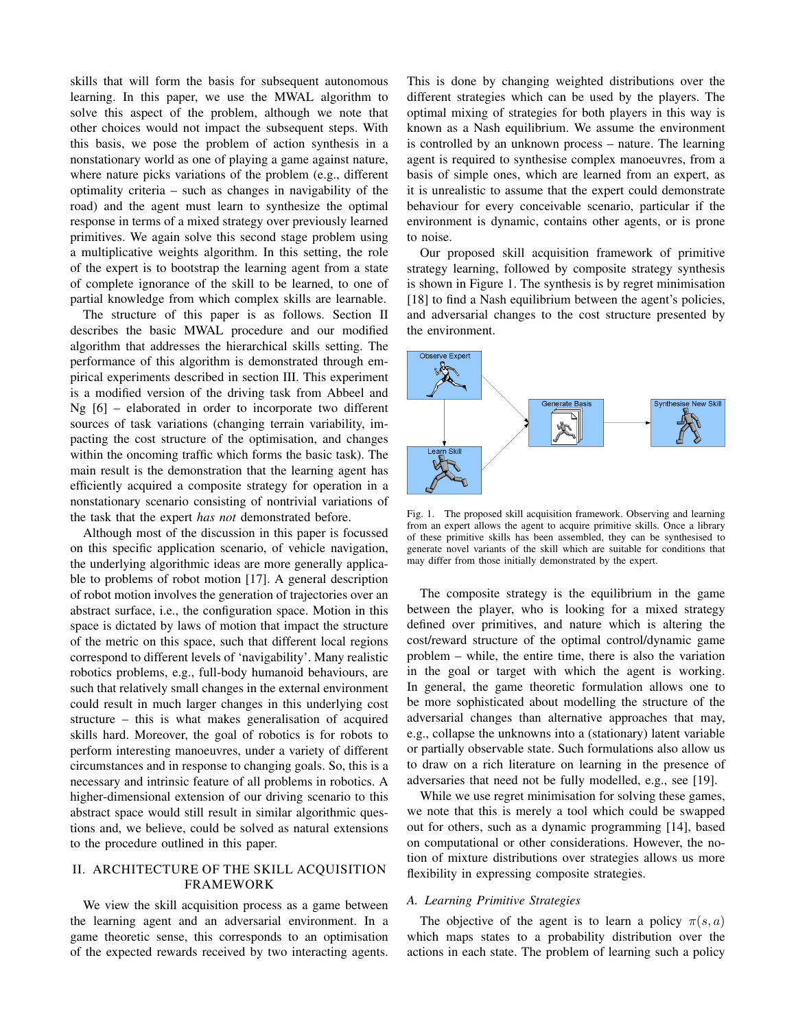skills that will form the basis for subsequent autonomous learning. In this paper, we use the MWAL algorithm to solve this aspect of the problem, although we note that other choices would not impact the subsequent steps. With this basis, we pose the problem of action synthesis in a nonstationary world as one of playing a game against nature, where nature picks variations of the problem (e.g., different optimality criteria – such as changes in navigability of the road) and the agent must learn to synthesize the optimal response in terms of a mixed strategy over previously learned primitives. We again solve this second stage problem using a multiplicative weights algorithm. In this setting, the role of the expert is to bootstrap the learning agent from a state of complete ignorance of the skill to be learned, to one of partial knowledge from which complex skills are learnable.

The structure of this paper is as follows. Section II describes the basic MWAL procedure and our modified algorithm that addresses the hierarchical skills setting. The performance of this algorithm is demonstrated through empirical experiments described in section III. This experiment is a modified version of the driving task from Abbeel and Ng [6] – elaborated in order to incorporate two different sources of task variations (changing terrain variability, impacting the cost structure of the optimisation, and changes within the oncoming traffic which forms the basic task). The main result is the demonstration that the learning agent has efficiently acquired a composite strategy for operation in a nonstationary scenario consisting of nontrivial variations of the task that the expert *has not* demonstrated before.

Although most of the discussion in this paper is focussed on this specific application scenario, of vehicle navigation, the underlying algorithmic ideas are more generally applicable to problems of robot motion [17]. A general description of robot motion involves the generation of trajectories over an abstract surface, i.e., the configuration space. Motion in this space is dictated by laws of motion that impact the structure of the metric on this space, such that different local regions correspond to different levels of 'navigability'. Many realistic robotics problems, e.g., full-body humanoid behaviours, are such that relatively small changes in the external environment could result in much larger changes in this underlying cost structure – this is what makes generalisation of acquired skills hard. Moreover, the goal of robotics is for robots to perform interesting manoeuvres, under a variety of different circumstances and in response to changing goals. So, this is a necessary and intrinsic feature of all problems in robotics. A higher-dimensional extension of our driving scenario to this abstract space would still result in similar algorithmic questions and, we believe, could be solved as natural extensions to the procedure outlined in this paper.

## II. Architecture of the Skill Acquisition Framework

We view the skill acquisition process as a game between the learning agent and an adversarial environment. In a game theoretic sense, this corresponds to an optimisation of the expected rewards received by two interacting agents. This is done by changing weighted distributions over the different strategies which can be used by the players. The optimal mixing of strategies for both players in this way is known as a Nash equilibrium. We assume the environment is controlled by an unknown process – nature. The learning agent is required to synthesise complex manoeuvres, from a basis of simple ones, which are learned from an expert, as it is unrealistic to assume that the expert could demonstrate behaviour for every conceivable scenario, particular if the environment is dynamic, contains other agents, or is prone to noise.

Our proposed skill acquisition framework of primitive strategy learning, followed by composite strategy synthesis is shown in Figure 1. The synthesis is by regret minimisation [18] to find a Nash equilibrium between the agent's policies, and adversarial changes to the cost structure presented by the environment.

Observe Expert

Learn Skill

Generate Basis

Synthesise New Skill

Fig. 1. The proposed skill acquisition framework. Observing and learning from an expert allows the agent to acquire primitive skills. Once a library of these primitive skills has been assembled, they can be synthesised to generate novel variants of the skill which are suitable for conditions that may differ from those initially demonstrated by the expert.

The composite strategy is the equilibrium in the game between the player, who is looking for a mixed strategy defined over primitives, and nature which is altering the cost/reward structure of the optimal control/dynamic game problem – while, the entire time, there is also the variation in the goal or target with which the agent is working. In general, the game theoretic formulation allows one to be more sophisticated about modelling the structure of the adversarial changes than alternative approaches that may, e.g., collapse the unknowns into a (stationary) latent variable or partially observable state. Such formulations also allow us to draw on a rich literature on learning in the presence of adversaries that need not be fully modelled, e.g., see [19].

While we use regret minimisation for solving these games, we note that this is merely a tool which could be swapped out for others, such as a dynamic programming [14], based on computational or other considerations. However, the notion of mixture distributions over strategies allows us more flexibility in expressing composite strategies.

### A. Learning Primitive Strategies

The objective of the agent is to learn a policy $\pi(s, a)$ which maps states to a probability distribution over the actions in each state. The problem of learning such a policy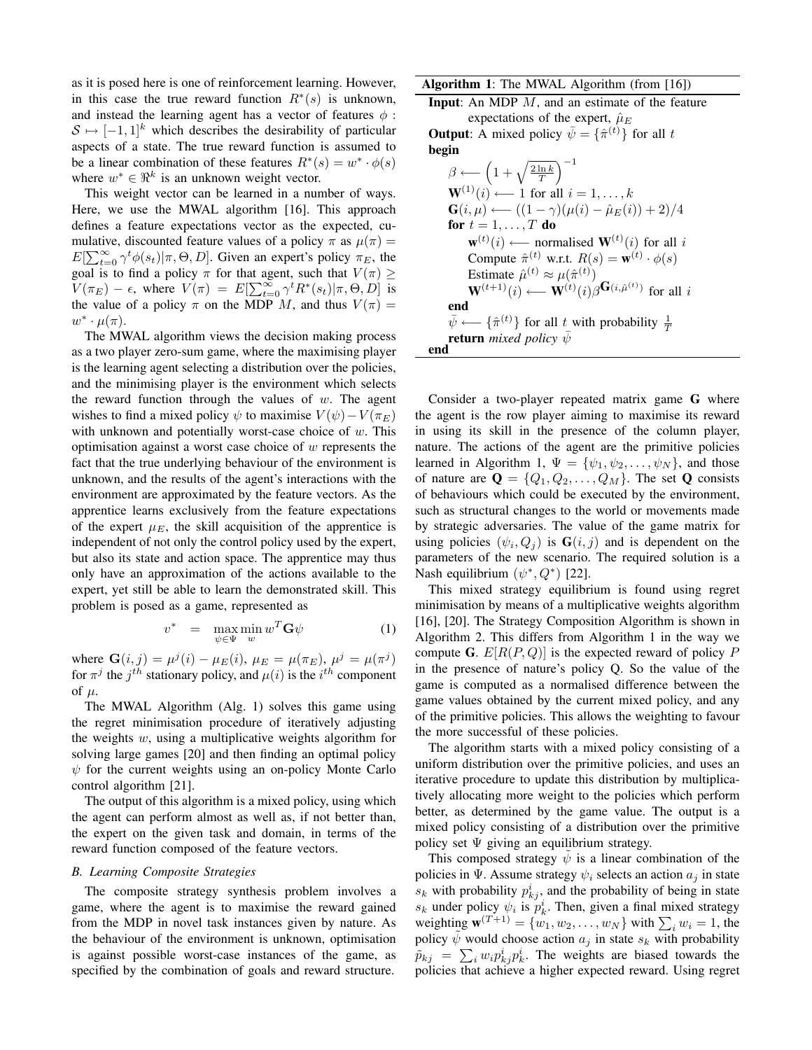as it is posed here is one of reinforcement learning. However, in this case the true reward function $R^*(s)$ is unknown, and instead the learning agent has a vector of features $\phi : \mathcal{S} \mapsto [-1, 1]^k$ which describes the desirability of particular aspects of a state. The true reward function is assumed to be a linear combination of these features $R^*(s) = w^* \cdot \phi(s)$ where $w^* \in \Re^k$ is an unknown weight vector.

This weight vector can be learned in a number of ways. Here, we use the MWAL algorithm [16]. This approach defines a feature expectations vector as the expected, cumulative, discounted feature values of a policy $\pi$ as $\mu(\pi) = E[\sum_{t=0}^{\infty} \gamma^t \phi(s_t)|\pi, \Theta, D]$. Given an expert's policy $\pi_E$, the goal is to find a policy $\pi$ for that agent, such that $V(\pi) \geq V(\pi_E) - \epsilon$, where $V(\pi) = E[\sum_{t=0}^{\infty} \gamma^t R^*(s_t)|\pi, \Theta, D]$ is the value of a policy $\pi$ on the MDP $M$, and thus $V(\pi) = w^* \cdot \mu(\pi)$.

The MWAL algorithm views the decision making process as a two player zero-sum game, where the maximising player is the learning agent selecting a distribution over the policies, and the minimising player is the environment which selects the reward function through the values of $w$. The agent wishes to find a mixed policy $\psi$ to maximise $V(\psi) - V(\pi_E)$ with unknown and potentially worst-case choice of $w$. This optimisation against a worst case choice of $w$ represents the fact that the true underlying behaviour of the environment is unknown, and the results of the agent's interactions with the environment are approximated by the feature vectors. As the apprentice learns exclusively from the feature expectations of the expert $\mu_E$, the skill acquisition of the apprentice is independent of not only the control policy used by the expert, but also its state and action space. The apprentice may thus only have an approximation of the actions available to the expert, yet still be able to learn the demonstrated skill. This problem is posed as a game, represented as

$$v^* \quad = \quad \max_{\psi \in \Psi} \min_{w} w^T \mathbf{G} \psi \tag{1}$$

where $\mathbf{G}(i, j) = \mu^j(i) - \mu_E(i)$, $\mu_E = \mu(\pi_E)$, $\mu^j = \mu(\pi^j)$ for $\pi^j$ the $j^{th}$ stationary policy, and $\mu(i)$ is the $i^{th}$ component of $\mu$.

The MWAL Algorithm (Alg. 1) solves this game using the regret minimisation procedure of iteratively adjusting the weights $w$, using a multiplicative weights algorithm for solving large games [20] and then finding an optimal policy $\psi$ for the current weights using an on-policy Monte Carlo control algorithm [21].

The output of this algorithm is a mixed policy, using which the agent can perform almost as well as, if not better than, the expert on the given task and domain, in terms of the reward function composed of the feature vectors.

### *B. Learning Composite Strategies*

The composite strategy synthesis problem involves a game, where the agent is to maximise the reward gained from the MDP in novel task instances given by nature. As the behaviour of the environment is unknown, optimisation is against possible worst-case instances of the game, as specified by the combination of goals and reward structure.

**Algorithm 1**: The MWAL Algorithm (from [16])

**Input**: An MDP $M$, and an estimate of the feature expectations of the expert, $\hat{\mu}_E$
**Output**: A mixed policy $\bar{\psi} = \{\hat{\pi}^{(t)}\}$ for all $t$
**begin**
- $\beta \longleftarrow \left(1 + \sqrt{\frac{2 \ln k}{T}}\right)^{-1}$
- $\mathbf{W}^{(1)}(i) \longleftarrow 1$ for all $i = 1, \ldots, k$
- $\mathbf{G}(i, \mu) \longleftarrow ((1 - \gamma)(\mu(i) - \hat{\mu}_E(i)) + 2)/4$
- **for** $t = 1, \ldots, T$ **do**
  - $\mathbf{w}^{(t)}(i) \longleftarrow$ normalised $\mathbf{W}^{(t)}(i)$ for all $i$
  - Compute $\hat{\pi}^{(t)}$ w.r.t. $R(s) = \mathbf{w}^{(t)} \cdot \phi(s)$
  - Estimate $\hat{\mu}^{(t)} \approx \mu(\hat{\pi}^{(t)})$
  - $\mathbf{W}^{(t+1)}(i) \longleftarrow \mathbf{W}^{(t)}(i) \beta^{\mathbf{G}(i, \hat{\mu}^{(t)})}$ for all $i$
- **end**
- $\bar{\psi} \longleftarrow \{\hat{\pi}^{(t)}\}$ for all $t$ with probability $\frac{1}{T}$
- **return** *mixed policy* $\bar{\psi}$

**end**

Consider a two-player repeated matrix game $\mathbf{G}$ where the agent is the row player aiming to maximise its reward in using its skill in the presence of the column player, nature. The actions of the agent are the primitive policies learned in Algorithm 1, $\Psi = \{\psi_1, \psi_2, \ldots, \psi_N\}$, and those of nature are $\mathbf{Q} = \{Q_1, Q_2, \ldots, Q_M\}$. The set $\mathbf{Q}$ consists of behaviours which could be executed by the environment, such as structural changes to the world or movements made by strategic adversaries. The value of the game matrix for using policies $(\psi_i, Q_j)$ is $\mathbf{G}(i, j)$ and is dependent on the parameters of the new scenario. The required solution is a Nash equilibrium $(\psi^*, Q^*)$ [22].

This mixed strategy equilibrium is found using regret minimisation by means of a multiplicative weights algorithm [16], [20]. The Strategy Composition Algorithm is shown in Algorithm 2. This differs from Algorithm 1 in the way we compute $\mathbf{G}$. $E[R(P, Q)]$ is the expected reward of policy $P$ in the presence of nature's policy Q. So the value of the game is computed as a normalised difference between the game values obtained by the current mixed policy, and any of the primitive policies. This allows the weighting to favour the more successful of these policies.

The algorithm starts with a mixed policy consisting of a uniform distribution over the primitive policies, and uses an iterative procedure to update this distribution by multiplicatively allocating more weight to the policies which perform better, as determined by the game value. The output is a mixed policy consisting of a distribution over the primitive policy set $\Psi$ giving an equilibrium strategy.

This composed strategy $\tilde{\psi}$ is a linear combination of the policies in $\Psi$. Assume strategy $\psi_i$ selects an action $a_j$ in state $s_k$ with probability $p^i_{kj}$, and the probability of being in state $s_k$ under policy $\psi_i$ is $p^i_k$. Then, given a final mixed strategy weighting $\mathbf{w}^{(T+1)} = \{w_1, w_2, \ldots, w_N\}$ with $\sum_i w_i = 1$, the policy $\tilde{\psi}$ would choose action $a_j$ in state $s_k$ with probability $\tilde{p}_{kj} = \sum_i w_i p^i_{kj} p^i_k$. The weights are biased towards the policies that achieve a higher expected reward. Using regret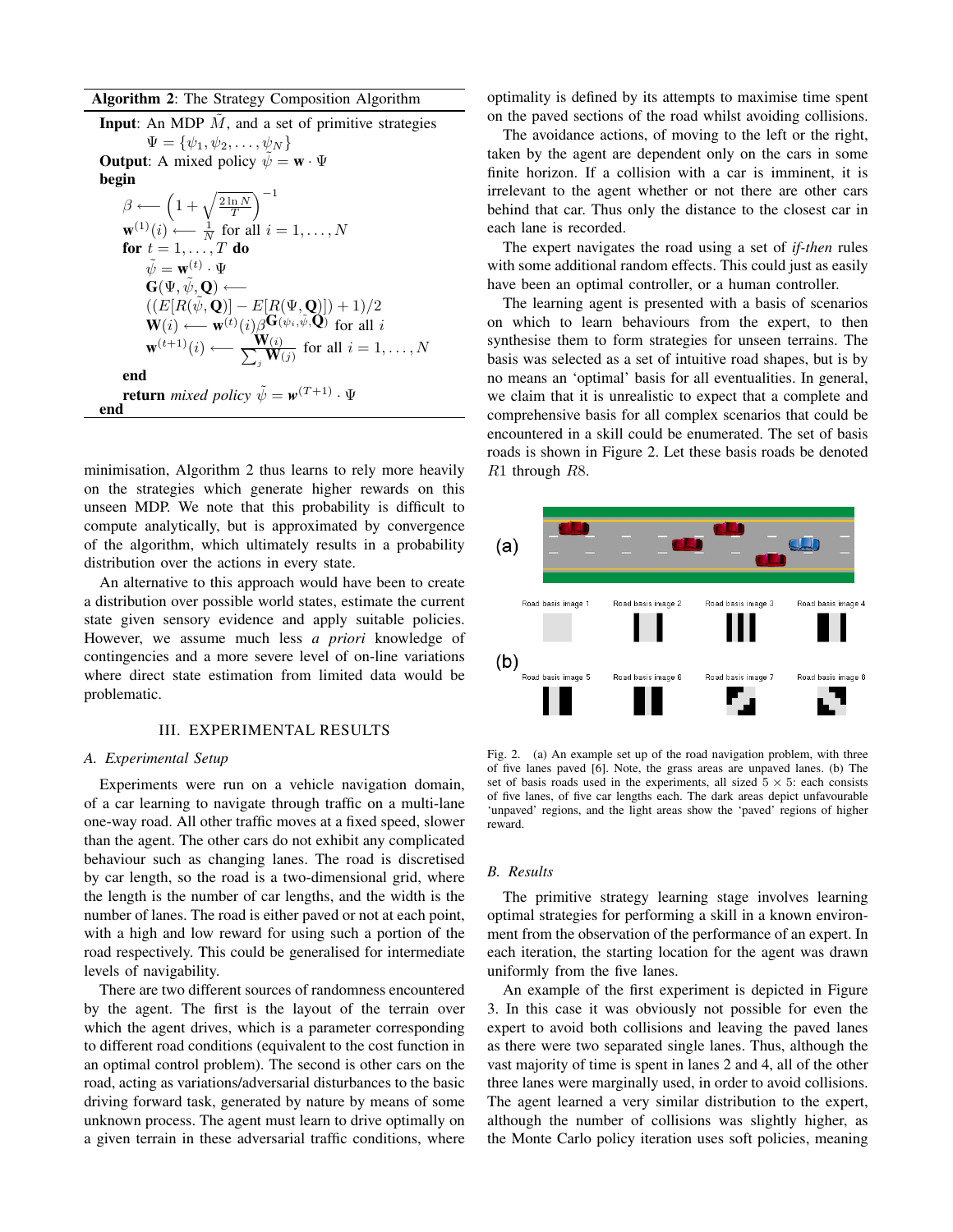**Algorithm 2**: The Strategy Composition Algorithm

**Input**: An MDP $\tilde{M}$, and a set of primitive strategies $\Psi = \{\psi_1, \psi_2, \ldots, \psi_N\}$
**Output**: A mixed policy $\tilde{\psi} = \mathbf{w} \cdot \Psi$
**begin**
$\beta \longleftarrow \left(1 + \sqrt{\frac{2 \ln N}{T}}\right)^{-1}$
$\mathbf{w}^{(1)}(i) \longleftarrow \frac{1}{N}$ for all $i = 1, \ldots, N$
**for** $t = 1, \ldots, T$ **do**
$\tilde{\psi} = \mathbf{w}^{(t)} \cdot \Psi$
$\mathbf{G}(\Psi, \tilde{\psi}, \mathbf{Q}) \longleftarrow ((E[R(\tilde{\psi}, \mathbf{Q})] - E[R(\Psi, \mathbf{Q})]) + 1)/2$
$\mathbf{W}(i) \longleftarrow \mathbf{w}^{(t)}(i)\beta^{\mathbf{G}(\psi_i, \tilde{\psi}, \mathbf{Q})}$ for all $i$
$\mathbf{w}^{(t+1)}(i) \longleftarrow \frac{\mathbf{W}(i)}{\sum_j \mathbf{W}(j)}$ for all $i = 1, \ldots, N$
**end**
**return** *mixed policy* $\tilde{\psi} = \mathbf{w}^{(T+1)} \cdot \Psi$
**end**

minimisation, Algorithm 2 thus learns to rely more heavily on the strategies which generate higher rewards on this unseen MDP. We note that this probability is difficult to compute analytically, but is approximated by convergence of the algorithm, which ultimately results in a probability distribution over the actions in every state.

An alternative to this approach would have been to create a distribution over possible world states, estimate the current state given sensory evidence and apply suitable policies. However, we assume much less *a priori* knowledge of contingencies and a more severe level of on-line variations where direct state estimation from limited data would be problematic.

## III. EXPERIMENTAL RESULTS

### A. Experimental Setup

Experiments were run on a vehicle navigation domain, of a car learning to navigate through traffic on a multi-lane one-way road. All other traffic moves at a fixed speed, slower than the agent. The other cars do not exhibit any complicated behaviour such as changing lanes. The road is discretised by car length, so the road is a two-dimensional grid, where the length is the number of car lengths, and the width is the number of lanes. The road is either paved or not at each point, with a high and low reward for using such a portion of the road respectively. This could be generalised for intermediate levels of navigability.

There are two different sources of randomness encountered by the agent. The first is the layout of the terrain over which the agent drives, which is a parameter corresponding to different road conditions (equivalent to the cost function in an optimal control problem). The second is other cars on the road, acting as variations/adversarial disturbances to the basic driving forward task, generated by nature by means of some unknown process. The agent must learn to drive optimally on a given terrain in these adversarial traffic conditions, where optimality is defined by its attempts to maximise time spent on the paved sections of the road whilst avoiding collisions.

The avoidance actions, of moving to the left or the right, taken by the agent are dependent only on the cars in some finite horizon. If a collision with a car is imminent, it is irrelevant to the agent whether or not there are other cars behind that car. Thus only the distance to the closest car in each lane is recorded.

The expert navigates the road using a set of *if-then* rules with some additional random effects. This could just as easily have been an optimal controller, or a human controller.

The learning agent is presented with a basis of scenarios on which to learn behaviours from the expert, to then synthesise them to form strategies for unseen terrains. The basis was selected as a set of intuitive road shapes, but is by no means an 'optimal' basis for all eventualities. In general, we claim that it is unrealistic to expect that a complete and comprehensive basis for all complex scenarios that could be encountered in a skill could be enumerated. The set of basis roads is shown in Figure 2. Let these basis roads be denoted $R1$ through $R8$.

(a)

(b)

Road basis image 1
Road basis image 2
Road basis image 3
Road basis image 4
Road basis image 5
Road basis image 6
Road basis image 7
Road basis image 8

Fig. 2. (a) An example set up of the road navigation problem, with three of five lanes paved [6]. Note, the grass areas are unpaved lanes. (b) The set of basis roads used in the experiments, all sized $5 \times 5$: each consists of five lanes, of five car lengths each. The dark areas depict unfavourable 'unpaved' regions, and the light areas show the 'paved' regions of higher reward.

### B. Results

The primitive strategy learning stage involves learning optimal strategies for performing a skill in a known environment from the observation of the performance of an expert. In each iteration, the starting location for the agent was drawn uniformly from the five lanes.

An example of the first experiment is depicted in Figure 3. In this case it was obviously not possible for even the expert to avoid both collisions and leaving the paved lanes as there were two separated single lanes. Thus, although the vast majority of time is spent in lanes 2 and 4, all of the other three lanes were marginally used, in order to avoid collisions. The agent learned a very similar distribution to the expert, although the number of collisions was slightly higher, as the Monte Carlo policy iteration uses soft policies, meaning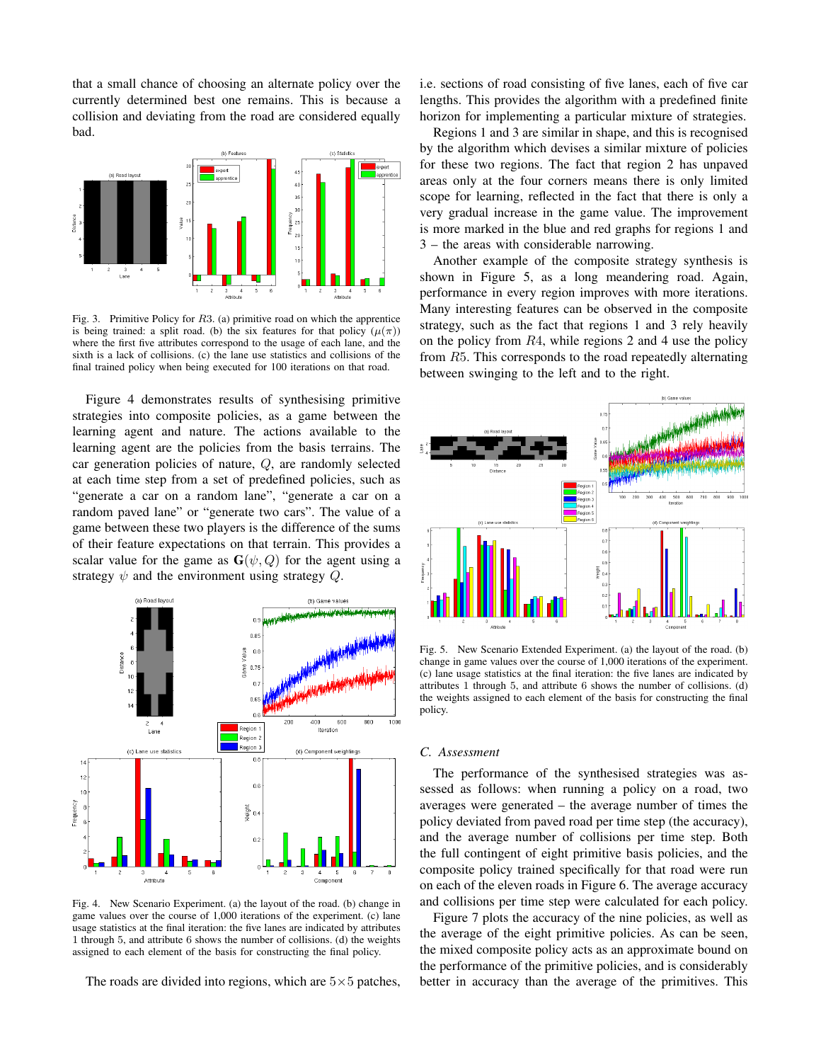that a small chance of choosing an alternate policy over the currently determined best one remains. This is because a collision and deviating from the road are considered equally bad.

Fig. 3. Primitive Policy for $R3$. (a) primitive road on which the apprentice is being trained: a split road. (b) the six features for that policy ($\mu(\pi)$) where the first five attributes correspond to the usage of each lane, and the sixth is a lack of collisions. (c) the lane use statistics and collisions of the final trained policy when being executed for 100 iterations on that road.

Figure 4 demonstrates results of synthesising primitive strategies into composite policies, as a game between the learning agent and nature. The actions available to the learning agent are the policies from the basis terrains. The car generation policies of nature, $Q$, are randomly selected at each time step from a set of predefined policies, such as "generate a car on a random lane", "generate a car on a random paved lane" or "generate two cars". The value of a game between these two players is the difference of the sums of their feature expectations on that terrain. This provides a scalar value for the game as $\mathbf{G}(\psi, Q)$ for the agent using a strategy $\psi$ and the environment using strategy $Q$.

Fig. 4. New Scenario Experiment. (a) the layout of the road. (b) change in game values over the course of 1,000 iterations of the experiment. (c) lane usage statistics at the final iteration: the five lanes are indicated by attributes 1 through 5, and attribute 6 shows the number of collisions. (d) the weights assigned to each element of the basis for constructing the final policy.

The roads are divided into regions, which are $5{\times}5$ patches, i.e. sections of road consisting of five lanes, each of five car lengths. This provides the algorithm with a predefined finite horizon for implementing a particular mixture of strategies.

Regions 1 and 3 are similar in shape, and this is recognised by the algorithm which devises a similar mixture of policies for these two regions. The fact that region 2 has unpaved areas only at the four corners means there is only limited scope for learning, reflected in the fact that there is only a very gradual increase in the game value. The improvement is more marked in the blue and red graphs for regions 1 and 3 – the areas with considerable narrowing.

Another example of the composite strategy synthesis is shown in Figure 5, as a long meandering road. Again, performance in every region improves with more iterations. Many interesting features can be observed in the composite strategy, such as the fact that regions 1 and 3 rely heavily on the policy from $R4$, while regions 2 and 4 use the policy from $R5$. This corresponds to the road repeatedly alternating between swinging to the left and to the right.

Fig. 5. New Scenario Extended Experiment. (a) the layout of the road. (b) change in game values over the course of 1,000 iterations of the experiment. (c) lane use statistics at the final iteration: the five lanes are indicated by attributes 1 through 5, and attribute 6 shows the number of collisions. (d) the weights assigned to each element of the basis for constructing the final policy.

### C. Assessment

The performance of the synthesised strategies was assessed as follows: when running a policy on a road, two averages were generated – the average number of times the policy deviated from paved road per time step (the accuracy), and the average number of collisions per time step. Both the full contingent of eight primitive basis policies, and the composite policy trained specifically for that road were run on each of the eleven roads in Figure 6. The average accuracy and collisions per time step were calculated for each policy.

Figure 7 plots the accuracy of the nine policies, as well as the average of the eight primitive policies. As can be seen, the mixed composite policy acts as an approximate bound on the performance of the primitive policies, and is considerably better in accuracy than the average of the primitives. This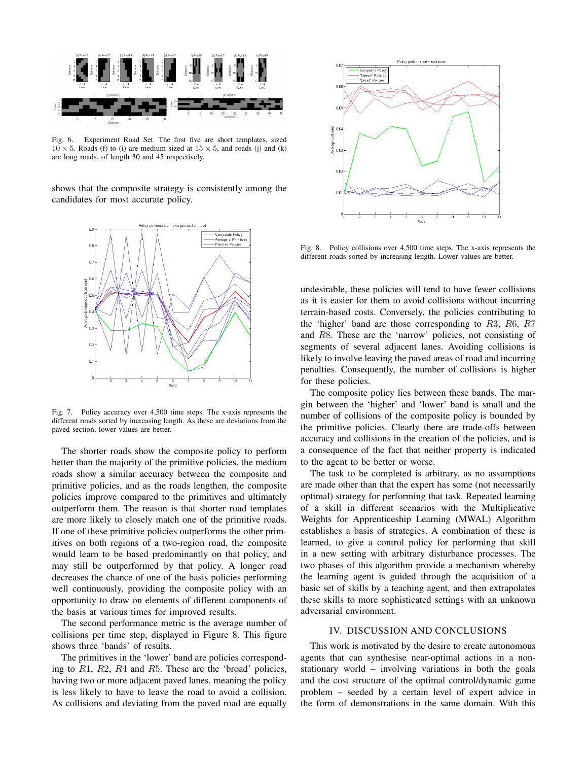(a) Road 1 (b) Road 2 (c) Road 3 (d) Road 4 (e) Road 5 (f) Road 6 (g) Road 7 (h) Road 8 (i) Road 9

Distance

Lane

(j) Road 10 (k) Road 11

Fig. 6. Experiment Road Set. The first five are short templates, sized $10 \times 5$. Roads (f) to (i) are medium sized at $15 \times 5$, and roads (j) and (k) are long roads, of length 30 and 45 respectively.

shows that the composite strategy is consistently among the candidates for most accurate policy.

Policy performance – divergences from road

Composite Policy
Average of Primitives
Primitive Policies

Average divergences from road

Road

Fig. 7. Policy accuracy over 4,500 time steps. The x-axis represents the different roads sorted by increasing length. As these are deviations from the paved section, lower values are better.

The shorter roads show the composite policy to perform better than the majority of the primitive policies, the medium roads show a similar accuracy between the composite and primitive policies, and as the roads lengthen, the composite policies improve compared to the primitives and ultimately outperform them. The reason is that shorter road templates are more likely to closely match one of the primitive roads. If one of these primitive policies outperforms the other primitives on both regions of a two-region road, the composite would learn to be based predominantly on that policy, and may still be outperformed by that policy. A longer road decreases the chance of one of the basis policies performing well continuously, providing the composite policy with an opportunity to draw on elements of different components of the basis at various times for improved results.

The second performance metric is the average number of collisions per time step, displayed in Figure 8. This figure shows three 'bands' of results.

The primitives in the 'lower' band are policies corresponding to $R1$, $R2$, $R4$ and $R5$. These are the 'broad' policies, having two or more adjacent paved lanes, meaning the policy is less likely to have to leave the road to avoid a collision. As collisions and deviating from the paved road are equally

Policy performance – collisions

Composite Policy
"Narrow" Policies
"Broad" Policies

Average collisions

Road

Fig. 8. Policy collisions over 4,500 time steps. The x-axis represents the different roads sorted by increasing length. Lower values are better.

undesirable, these policies will tend to have fewer collisions as it is easier for them to avoid collisions without incurring terrain-based costs. Conversely, the policies contributing to the 'higher' band are those corresponding to $R3$, $R6$, $R7$ and $R8$. These are the 'narrow' policies, not consisting of segments of several adjacent lanes. Avoiding collisions is likely to involve leaving the paved areas of road and incurring penalties. Consequently, the number of collisions is higher for these policies.

The composite policy lies between these bands. The margin between the 'higher' and 'lower' band is small and the number of collisions of the composite policy is bounded by the primitive policies. Clearly there are trade-offs between accuracy and collisions in the creation of the policies, and is a consequence of the fact that neither property is indicated to the agent to be better or worse.

The task to be completed is arbitrary, as no assumptions are made other than that the expert has some (not necessarily optimal) strategy for performing that task. Repeated learning of a skill in different scenarios with the Multiplicative Weights for Apprenticeship Learning (MWAL) Algorithm establishes a basis of strategies. A combination of these is learned, to give a control policy for performing that skill in a new setting with arbitrary disturbance processes. The two phases of this algorithm provide a mechanism whereby the learning agent is guided through the acquisition of a basic set of skills by a teaching agent, and then extrapolates these skills to more sophisticated settings with an unknown adversarial environment.

## IV. DISCUSSION AND CONCLUSIONS

This work is motivated by the desire to create autonomous agents that can synthesise near-optimal actions in a non-stationary world – involving variations in both the goals and the cost structure of the optimal control/dynamic game problem – seeded by a certain level of expert advice in the form of demonstrations in the same domain. With this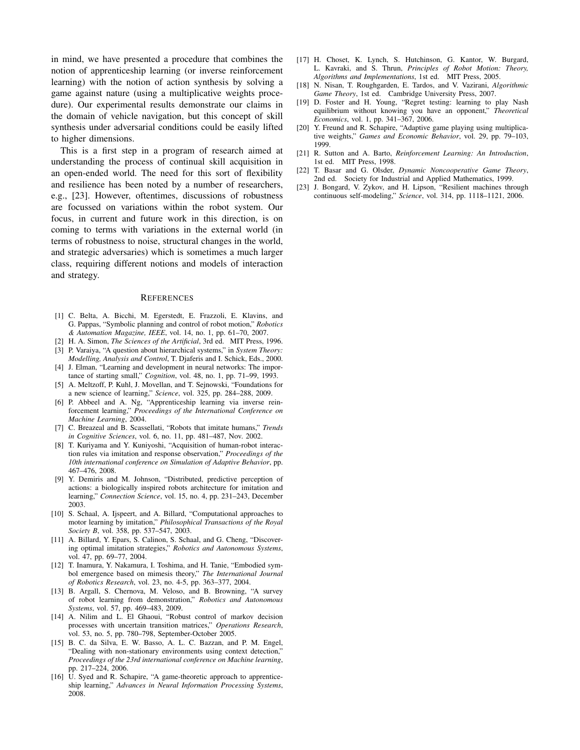in mind, we have presented a procedure that combines the notion of apprenticeship learning (or inverse reinforcement learning) with the notion of action synthesis by solving a game against nature (using a multiplicative weights procedure). Our experimental results demonstrate our claims in the domain of vehicle navigation, but this concept of skill synthesis under adversarial conditions could be easily lifted to higher dimensions.

This is a first step in a program of research aimed at understanding the process of continual skill acquisition in an open-ended world. The need for this sort of flexibility and resilience has been noted by a number of researchers, e.g., [23]. However, oftentimes, discussions of robustness are focussed on variations within the robot system. Our focus, in current and future work in this direction, is on coming to terms with variations in the external world (in terms of robustness to noise, structural changes in the world, and strategic adversaries) which is sometimes a much larger class, requiring different notions and models of interaction and strategy.

## References

[1] C. Belta, A. Bicchi, M. Egerstedt, E. Frazzoli, E. Klavins, and G. Pappas, "Symbolic planning and control of robot motion," *Robotics & Automation Magazine, IEEE*, vol. 14, no. 1, pp. 61–70, 2007.

[2] H. A. Simon, *The Sciences of the Artificial*, 3rd ed. MIT Press, 1996.

[3] P. Varaiya, "A question about hierarchical systems," in *System Theory: Modelling, Analysis and Control*, T. Djaferis and I. Schick, Eds., 2000.

[4] J. Elman, "Learning and development in neural networks: The importance of starting small," *Cognition*, vol. 48, no. 1, pp. 71–99, 1993.

[5] A. Meltzoff, P. Kuhl, J. Movellan, and T. Sejnowski, "Foundations for a new science of learning," *Science*, vol. 325, pp. 284–288, 2009.

[6] P. Abbeel and A. Ng, "Apprenticeship learning via inverse reinforcement learning," *Proceedings of the International Conference on Machine Learning*, 2004.

[7] C. Breazeal and B. Scassellati, "Robots that imitate humans," *Trends in Cognitive Sciences*, vol. 6, no. 11, pp. 481–487, Nov. 2002.

[8] T. Kuriyama and Y. Kuniyoshi, "Acquisition of human-robot interaction rules via imitation and response observation," *Proceedings of the 10th international conference on Simulation of Adaptive Behavior*, pp. 467–476, 2008.

[9] Y. Demiris and M. Johnson, "Distributed, predictive perception of actions: a biologically inspired robots architecture for imitation and learning," *Connection Science*, vol. 15, no. 4, pp. 231–243, December 2003.

[10] S. Schaal, A. Ijspeert, and A. Billard, "Computational approaches to motor learning by imitation," *Philosophical Transactions of the Royal Society B*, vol. 358, pp. 537–547, 2003.

[11] A. Billard, Y. Epars, S. Calinon, S. Schaal, and G. Cheng, "Discovering optimal imitation strategies," *Robotics and Autonomous Systems*, vol. 47, pp. 69–77, 2004.

[12] T. Inamura, Y. Nakamura, I. Toshima, and H. Tanie, "Embodied symbol emergence based on mimesis theory," *The International Journal of Robotics Research*, vol. 23, no. 4-5, pp. 363–377, 2004.

[13] B. Argall, S. Chernova, M. Veloso, and B. Browning, "A survey of robot learning from demonstration," *Robotics and Autonomous Systems*, vol. 57, pp. 469–483, 2009.

[14] A. Nilim and L. El Ghaoui, "Robust control of markov decision processes with uncertain transition matrices," *Operations Research*, vol. 53, no. 5, pp. 780–798, September-October 2005.

[15] B. C. da Silva, E. W. Basso, A. L. C. Bazzan, and P. M. Engel, "Dealing with non-stationary environments using context detection," *Proceedings of the 23rd international conference on Machine learning*, pp. 217–224, 2006.

[16] U. Syed and R. Schapire, "A game-theoretic approach to apprenticeship learning," *Advances in Neural Information Processing Systems*, 2008.

[17] H. Choset, K. Lynch, S. Hutchinson, G. Kantor, W. Burgard, L. Kavraki, and S. Thrun, *Principles of Robot Motion: Theory, Algorithms and Implementations*, 1st ed. MIT Press, 2005.

[18] N. Nisan, T. Roughgarden, E. Tardos, and V. Vazirani, *Algorithmic Game Theory*, 1st ed. Cambridge University Press, 2007.

[19] D. Foster and H. Young, "Regret testing: learning to play Nash equilibrium without knowing you have an opponent," *Theoretical Economics*, vol. 1, pp. 341–367, 2006.

[20] Y. Freund and R. Schapire, "Adaptive game playing using multiplicative weights," *Games and Economic Behavior*, vol. 29, pp. 79–103, 1999.

[21] R. Sutton and A. Barto, *Reinforcement Learning: An Introduction*, 1st ed. MIT Press, 1998.

[22] T. Basar and G. Olsder, *Dynamic Noncooperative Game Theory*, 2nd ed. Society for Industrial and Applied Mathematics, 1999.

[23] J. Bongard, V. Zykov, and H. Lipson, "Resilient machines through continuous self-modeling," *Science*, vol. 314, pp. 1118–1121, 2006.